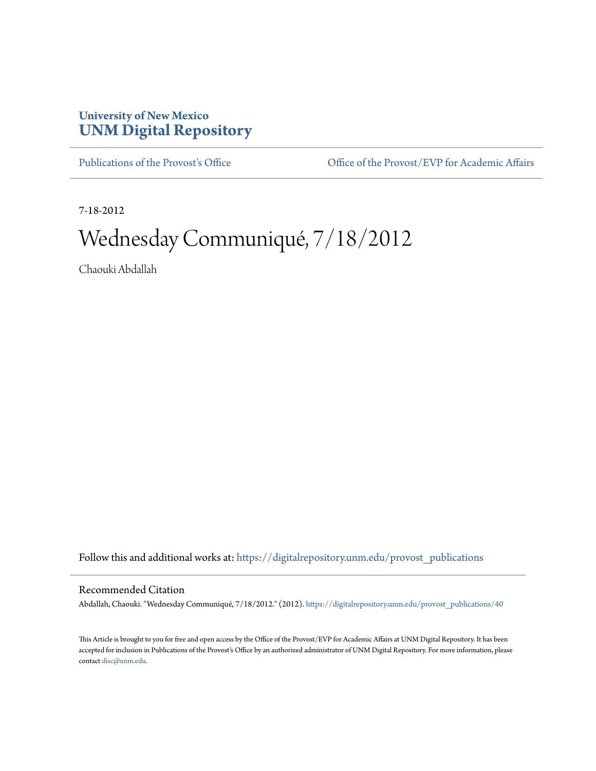University of New Mexico
**UNM Digital Repository**

Publications of the Provost's Office | Office of the Provost/EVP for Academic Affairs

7-18-2012

# Wednesday Communiqué, 7/18/2012

Chaouki Abdallah

Follow this and additional works at: https://digitalrepository.unm.edu/provost_publications

## Recommended Citation

Abdallah, Chaouki. "Wednesday Communiqué, 7/18/2012." (2012). https://digitalrepository.unm.edu/provost_publications/40

This Article is brought to you for free and open access by the Office of the Provost/EVP for Academic Affairs at UNM Digital Repository. It has been accepted for inclusion in Publications of the Provost's Office by an authorized administrator of UNM Digital Repository. For more information, please contact disc@unm.edu.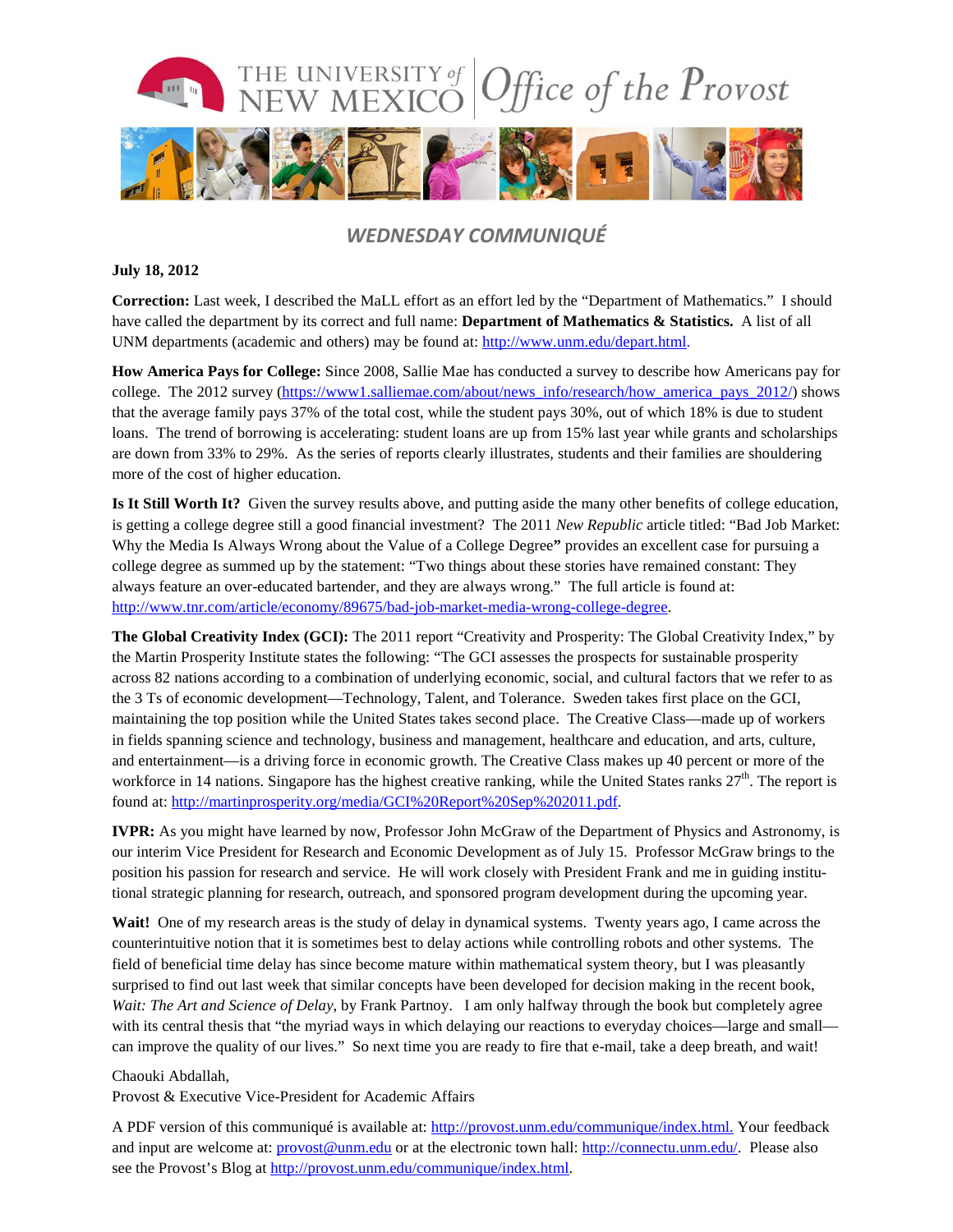THE UNIVERSITY of NEW MEXICO | Office of the Provost

## *WEDNESDAY COMMUNIQUÉ*

**July 18, 2012**

**Correction:** Last week, I described the MaLL effort as an effort led by the "Department of Mathematics." I should have called the department by its correct and full name: **Department of Mathematics & Statistics.** A list of all UNM departments (academic and others) may be found at: http://www.unm.edu/depart.html.

**How America Pays for College:** Since 2008, Sallie Mae has conducted a survey to describe how Americans pay for college. The 2012 survey (https://www1.salliemae.com/about/news_info/research/how_america_pays_2012/) shows that the average family pays 37% of the total cost, while the student pays 30%, out of which 18% is due to student loans. The trend of borrowing is accelerating: student loans are up from 15% last year while grants and scholarships are down from 33% to 29%. As the series of reports clearly illustrates, students and their families are shouldering more of the cost of higher education.

**Is It Still Worth It?** Given the survey results above, and putting aside the many other benefits of college education, is getting a college degree still a good financial investment? The 2011 *New Republic* article titled: "Bad Job Market: Why the Media Is Always Wrong about the Value of a College Degree**"** provides an excellent case for pursuing a college degree as summed up by the statement: "Two things about these stories have remained constant: They always feature an over-educated bartender, and they are always wrong." The full article is found at: http://www.tnr.com/article/economy/89675/bad-job-market-media-wrong-college-degree.

**The Global Creativity Index (GCI):** The 2011 report "Creativity and Prosperity: The Global Creativity Index," by the Martin Prosperity Institute states the following: "The GCI assesses the prospects for sustainable prosperity across 82 nations according to a combination of underlying economic, social, and cultural factors that we refer to as the 3 Ts of economic development—Technology, Talent, and Tolerance. Sweden takes first place on the GCI, maintaining the top position while the United States takes second place. The Creative Class—made up of workers in fields spanning science and technology, business and management, healthcare and education, and arts, culture, and entertainment—is a driving force in economic growth. The Creative Class makes up 40 percent or more of the workforce in 14 nations. Singapore has the highest creative ranking, while the United States ranks 27th. The report is found at: http://martinprosperity.org/media/GCI%20Report%20Sep%202011.pdf.

**IVPR:** As you might have learned by now, Professor John McGraw of the Department of Physics and Astronomy, is our interim Vice President for Research and Economic Development as of July 15. Professor McGraw brings to the position his passion for research and service. He will work closely with President Frank and me in guiding institutional strategic planning for research, outreach, and sponsored program development during the upcoming year.

**Wait!** One of my research areas is the study of delay in dynamical systems. Twenty years ago, I came across the counterintuitive notion that it is sometimes best to delay actions while controlling robots and other systems. The field of beneficial time delay has since become mature within mathematical system theory, but I was pleasantly surprised to find out last week that similar concepts have been developed for decision making in the recent book, *Wait: The Art and Science of Delay*, by Frank Partnoy. I am only halfway through the book but completely agree with its central thesis that "the myriad ways in which delaying our reactions to everyday choices—large and small—can improve the quality of our lives." So next time you are ready to fire that e-mail, take a deep breath, and wait!

Chaouki Abdallah,
Provost & Executive Vice-President for Academic Affairs

A PDF version of this communiqué is available at: http://provost.unm.edu/communique/index.html. Your feedback and input are welcome at: provost@unm.edu or at the electronic town hall: http://connectu.unm.edu/. Please also see the Provost's Blog at http://provost.unm.edu/communique/index.html.